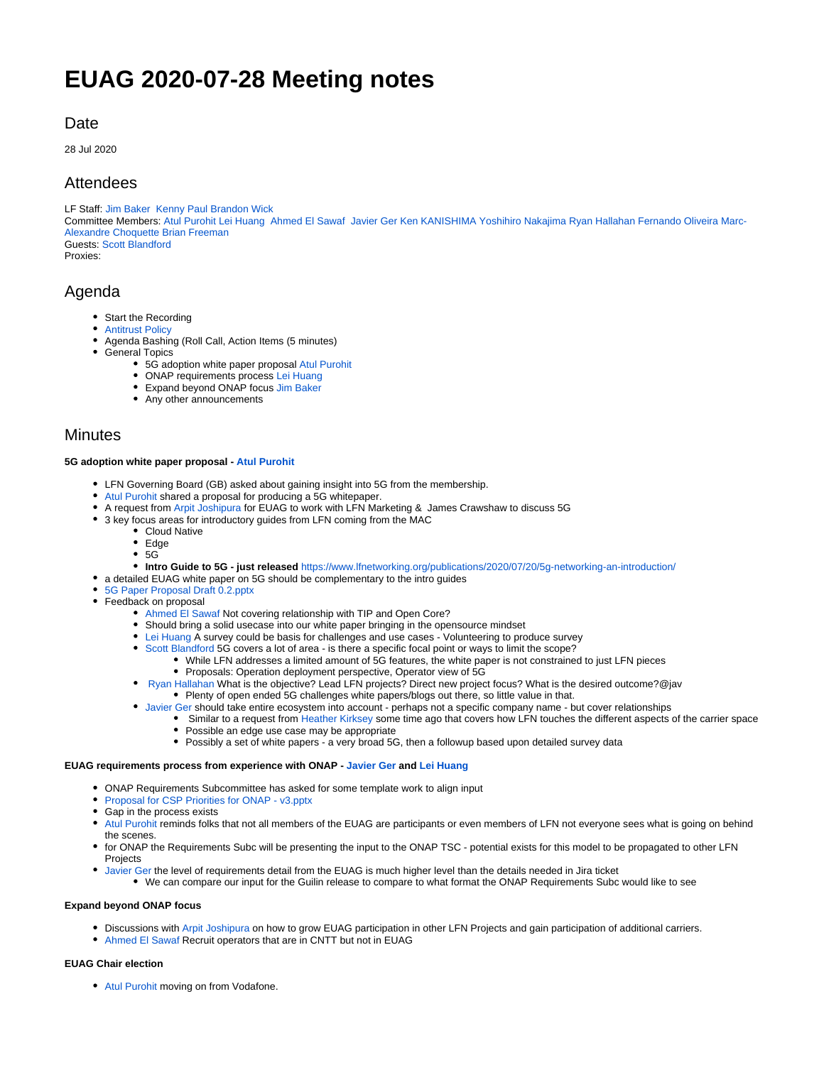# EUAG 2020-07-28 Meeting notes

## Date

28 Jul 2020

## Attendees

LF Staff: Jim Baker Kenny Paul Brandon Wick
Committee Members: Atul Purohit Lei Huang Ahmed El Sawaf Javier Ger Ken KANISHIMA Yoshihiro Nakajima Ryan Hallahan Fernando Oliveira Marc-Alexandre Choquette Brian Freeman
Guests: Scott Blandford
Proxies:

## Agenda

- Start the Recording
- Antitrust Policy
- Agenda Bashing (Roll Call, Action Items (5 minutes)
- General Topics
  - 5G adoption white paper proposal Atul Purohit
  - ONAP requirements process Lei Huang
  - Expand beyond ONAP focus Jim Baker
  - Any other announcements

## Minutes

**5G adoption white paper proposal - Atul Purohit**

- LFN Governing Board (GB) asked about gaining insight into 5G from the membership.
- Atul Purohit shared a proposal for producing a 5G whitepaper.
- A request from Arpit Joshipura for EUAG to work with LFN Marketing & James Crawshaw to discuss 5G
- 3 key focus areas for introductory guides from LFN coming from the MAC
  - Cloud Native
  - Edge
  - 5G
  - **Intro Guide to 5G - just released** https://www.lfnetworking.org/publications/2020/07/20/5g-networking-an-introduction/
- a detailed EUAG white paper on 5G should be complementary to the intro guides
- 5G Paper Proposal Draft 0.2.pptx
- Feedback on proposal
  - Ahmed El Sawaf Not covering relationship with TIP and Open Core?
  - Should bring a solid usecase into our white paper bringing in the opensource mindset
  - Lei Huang A survey could be basis for challenges and use cases - Volunteering to produce survey
  - Scott Blandford 5G covers a lot of area - is there a specific focal point or ways to limit the scope?
    - While LFN addresses a limited amount of 5G features, the white paper is not constrained to just LFN pieces
    - Proposals: Operation deployment perspective, Operator view of 5G
  - Ryan Hallahan What is the objective? Lead LFN projects? Direct new project focus? What is the desired outcome?@jav
    - Plenty of open ended 5G challenges white papers/blogs out there, so little value in that.
  - Javier Ger should take entire ecosystem into account - perhaps not a specific company name - but cover relationships
    - Similar to a request from Heather Kirksey some time ago that covers how LFN touches the different aspects of the carrier space
    - Possible an edge use case may be appropriate
    - Possibly a set of white papers - a very broad 5G, then a followup based upon detailed survey data

**EUAG requirements process from experience with ONAP - Javier Ger and Lei Huang**

- ONAP Requirements Subcommittee has asked for some template work to align input
- Proposal for CSP Priorities for ONAP - v3.pptx
- Gap in the process exists
- Atul Purohit reminds folks that not all members of the EUAG are participants or even members of LFN not everyone sees what is going on behind the scenes.
- for ONAP the Requirements Subc will be presenting the input to the ONAP TSC - potential exists for this model to be propagated to other LFN Projects
- Javier Ger the level of requirements detail from the EUAG is much higher level than the details needed in Jira ticket
  - We can compare our input for the Guilin release to compare to what format the ONAP Requirements Subc would like to see

**Expand beyond ONAP focus**

- Discussions with Arpit Joshipura on how to grow EUAG participation in other LFN Projects and gain participation of additional carriers.
- Ahmed El Sawaf Recruit operators that are in CNTT but not in EUAG

**EUAG Chair election**

- Atul Purohit moving on from Vodafone.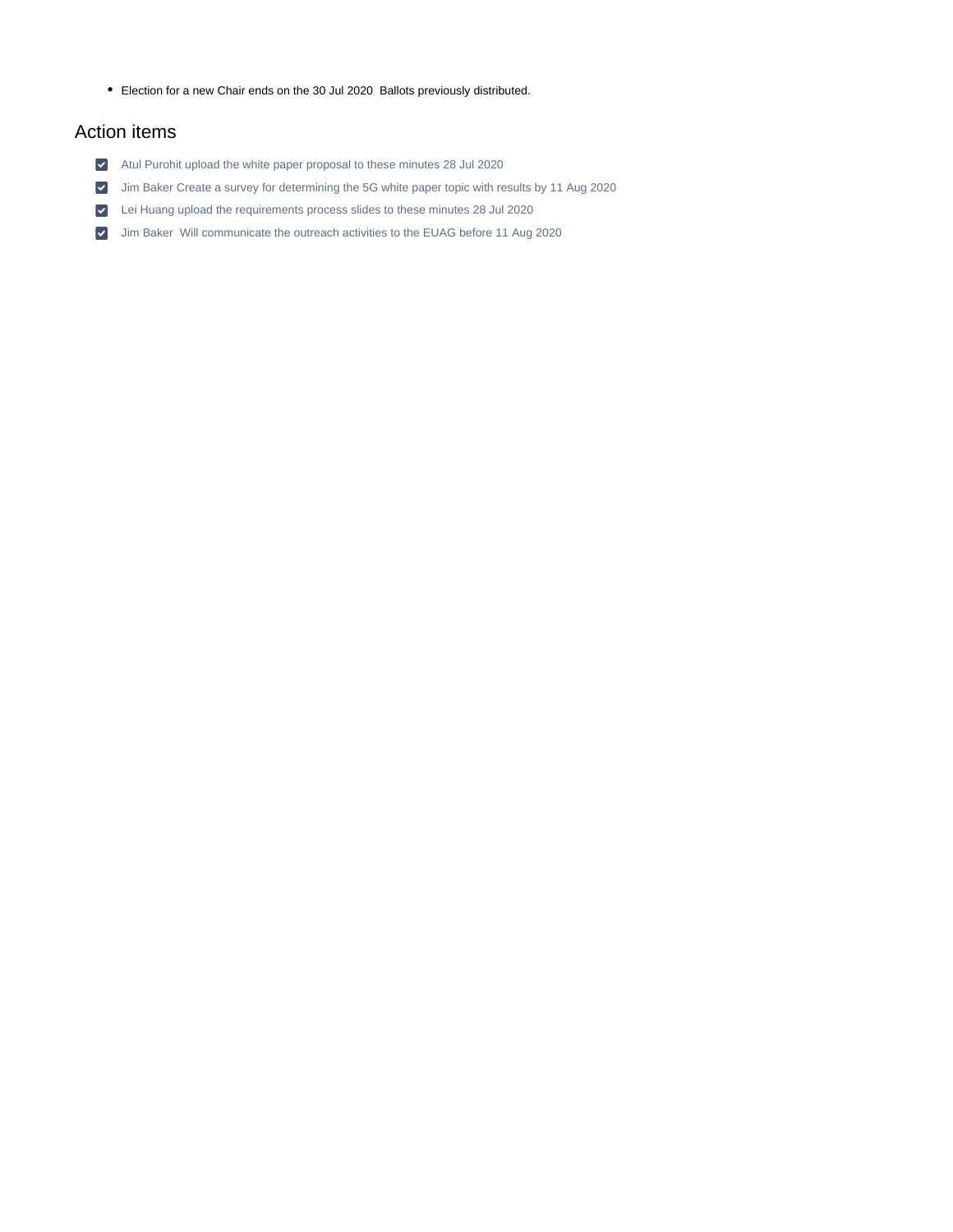- Election for a new Chair ends on the 30 Jul 2020  Ballots previously distributed.

## Action items

- [x] Atul Purohit upload the white paper proposal to these minutes 28 Jul 2020
- [x] Jim Baker Create a survey for determining the 5G white paper topic with results by 11 Aug 2020
- [x] Lei Huang upload the requirements process slides to these minutes 28 Jul 2020
- [x] Jim Baker  Will communicate the outreach activities to the EUAG before 11 Aug 2020